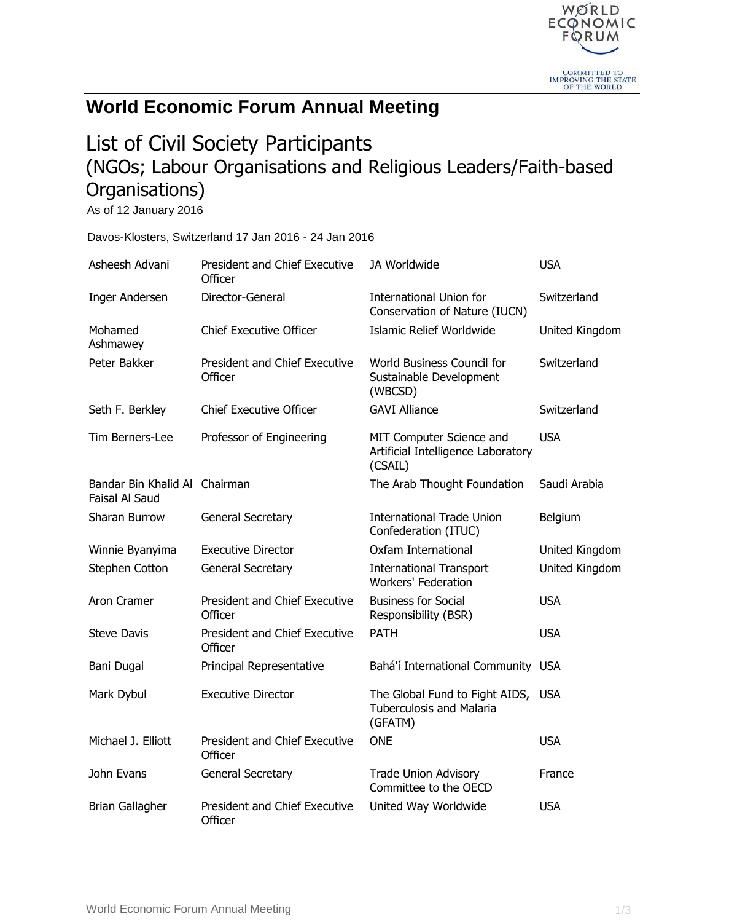# World Economic Forum Annual Meeting

## List of Civil Society Participants
## (NGOs; Labour Organisations and Religious Leaders/Faith-based Organisations)

As of 12 January 2016

Davos-Klosters, Switzerland 17 Jan 2016 - 24 Jan 2016

| | | | |
|---|---|---|---|
| Asheesh Advani | President and Chief Executive Officer | JA Worldwide | USA |
| Inger Andersen | Director-General | International Union for Conservation of Nature (IUCN) | Switzerland |
| Mohamed Ashmawey | Chief Executive Officer | Islamic Relief Worldwide | United Kingdom |
| Peter Bakker | President and Chief Executive Officer | World Business Council for Sustainable Development (WBCSD) | Switzerland |
| Seth F. Berkley | Chief Executive Officer | GAVI Alliance | Switzerland |
| Tim Berners-Lee | Professor of Engineering | MIT Computer Science and Artificial Intelligence Laboratory (CSAIL) | USA |
| Bandar Bin Khalid Al Faisal Al Saud | Chairman | The Arab Thought Foundation | Saudi Arabia |
| Sharan Burrow | General Secretary | International Trade Union Confederation (ITUC) | Belgium |
| Winnie Byanyima | Executive Director | Oxfam International | United Kingdom |
| Stephen Cotton | General Secretary | International Transport Workers' Federation | United Kingdom |
| Aron Cramer | President and Chief Executive Officer | Business for Social Responsibility (BSR) | USA |
| Steve Davis | President and Chief Executive Officer | PATH | USA |
| Bani Dugal | Principal Representative | Bahá'í International Community | USA |
| Mark Dybul | Executive Director | The Global Fund to Fight AIDS, Tuberculosis and Malaria (GFATM) | USA |
| Michael J. Elliott | President and Chief Executive Officer | ONE | USA |
| John Evans | General Secretary | Trade Union Advisory Committee to the OECD | France |
| Brian Gallagher | President and Chief Executive Officer | United Way Worldwide | USA |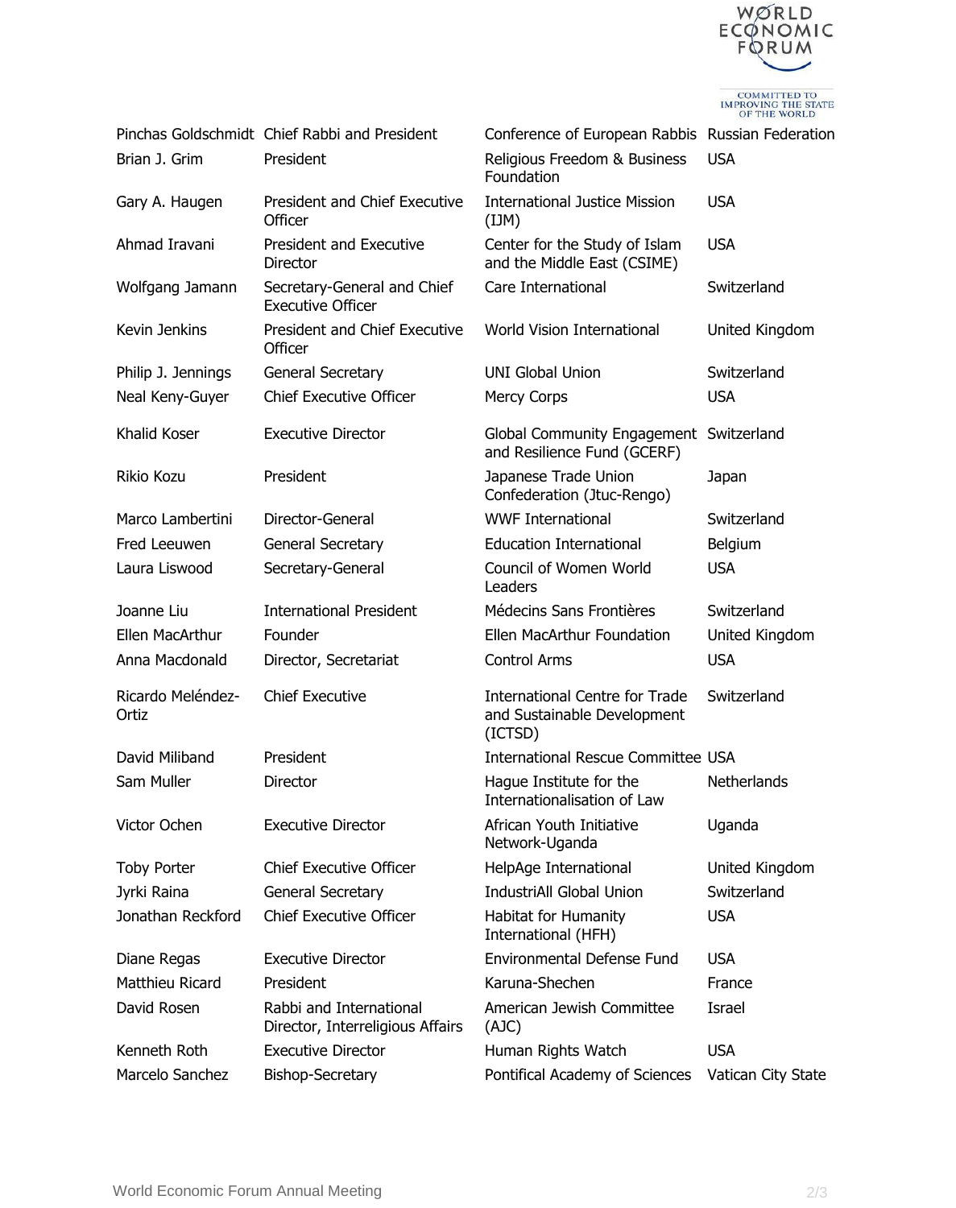| | | | |
|---|---|---|---|
| Pinchas Goldschmidt | Chief Rabbi and President | Conference of European Rabbis | Russian Federation |
| Brian J. Grim | President | Religious Freedom & Business Foundation | USA |
| Gary A. Haugen | President and Chief Executive Officer | International Justice Mission (IJM) | USA |
| Ahmad Iravani | President and Executive Director | Center for the Study of Islam and the Middle East (CSIME) | USA |
| Wolfgang Jamann | Secretary-General and Chief Executive Officer | Care International | Switzerland |
| Kevin Jenkins | President and Chief Executive Officer | World Vision International | United Kingdom |
| Philip J. Jennings | General Secretary | UNI Global Union | Switzerland |
| Neal Keny-Guyer | Chief Executive Officer | Mercy Corps | USA |
| Khalid Koser | Executive Director | Global Community Engagement and Resilience Fund (GCERF) | Switzerland |
| Rikio Kozu | President | Japanese Trade Union Confederation (Jtuc-Rengo) | Japan |
| Marco Lambertini | Director-General | WWF International | Switzerland |
| Fred Leeuwen | General Secretary | Education International | Belgium |
| Laura Liswood | Secretary-General | Council of Women World Leaders | USA |
| Joanne Liu | International President | Médecins Sans Frontières | Switzerland |
| Ellen MacArthur | Founder | Ellen MacArthur Foundation | United Kingdom |
| Anna Macdonald | Director, Secretariat | Control Arms | USA |
| Ricardo Meléndez-Ortiz | Chief Executive | International Centre for Trade and Sustainable Development (ICTSD) | Switzerland |
| David Miliband | President | International Rescue Committee | USA |
| Sam Muller | Director | Hague Institute for the Internationalisation of Law | Netherlands |
| Victor Ochen | Executive Director | African Youth Initiative Network-Uganda | Uganda |
| Toby Porter | Chief Executive Officer | HelpAge International | United Kingdom |
| Jyrki Raina | General Secretary | IndustriAll Global Union | Switzerland |
| Jonathan Reckford | Chief Executive Officer | Habitat for Humanity International (HFH) | USA |
| Diane Regas | Executive Director | Environmental Defense Fund | USA |
| Matthieu Ricard | President | Karuna-Shechen | France |
| David Rosen | Rabbi and International Director, Interreligious Affairs | American Jewish Committee (AJC) | Israel |
| Kenneth Roth | Executive Director | Human Rights Watch | USA |
| Marcelo Sanchez | Bishop-Secretary | Pontifical Academy of Sciences | Vatican City State |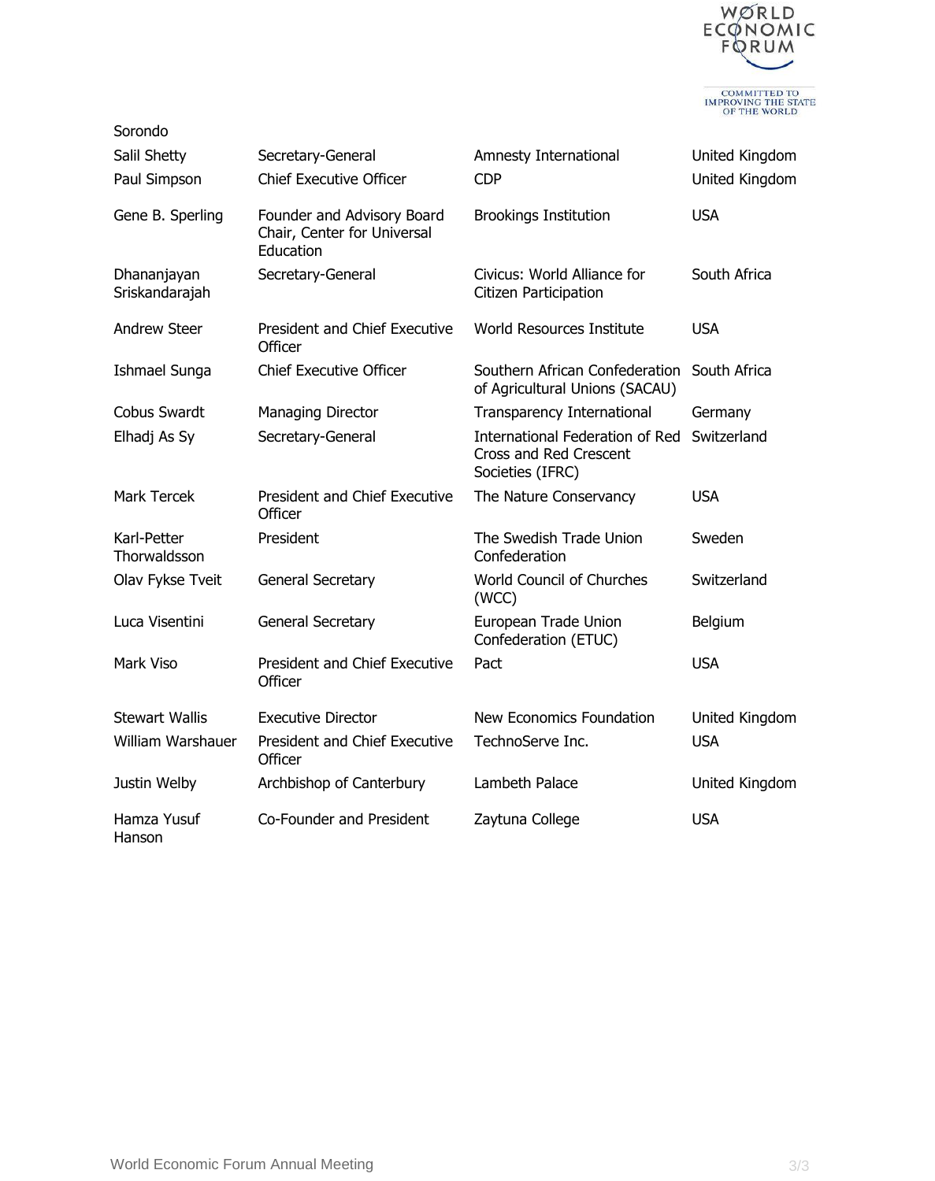| | | | |
|---|---|---|---|
| Sorondo | | | |
| Salil Shetty | Secretary-General | Amnesty International | United Kingdom |
| Paul Simpson | Chief Executive Officer | CDP | United Kingdom |
| Gene B. Sperling | Founder and Advisory Board Chair, Center for Universal Education | Brookings Institution | USA |
| Dhananjayan Sriskandarajah | Secretary-General | Civicus: World Alliance for Citizen Participation | South Africa |
| Andrew Steer | President and Chief Executive Officer | World Resources Institute | USA |
| Ishmael Sunga | Chief Executive Officer | Southern African Confederation of Agricultural Unions (SACAU) | South Africa |
| Cobus Swardt | Managing Director | Transparency International | Germany |
| Elhadj As Sy | Secretary-General | International Federation of Red Cross and Red Crescent Societies (IFRC) | Switzerland |
| Mark Tercek | President and Chief Executive Officer | The Nature Conservancy | USA |
| Karl-Petter Thorwaldsson | President | The Swedish Trade Union Confederation | Sweden |
| Olav Fykse Tveit | General Secretary | World Council of Churches (WCC) | Switzerland |
| Luca Visentini | General Secretary | European Trade Union Confederation (ETUC) | Belgium |
| Mark Viso | President and Chief Executive Officer | Pact | USA |
| Stewart Wallis | Executive Director | New Economics Foundation | United Kingdom |
| William Warshauer | President and Chief Executive Officer | TechnoServe Inc. | USA |
| Justin Welby | Archbishop of Canterbury | Lambeth Palace | United Kingdom |
| Hamza Yusuf Hanson | Co-Founder and President | Zaytuna College | USA |